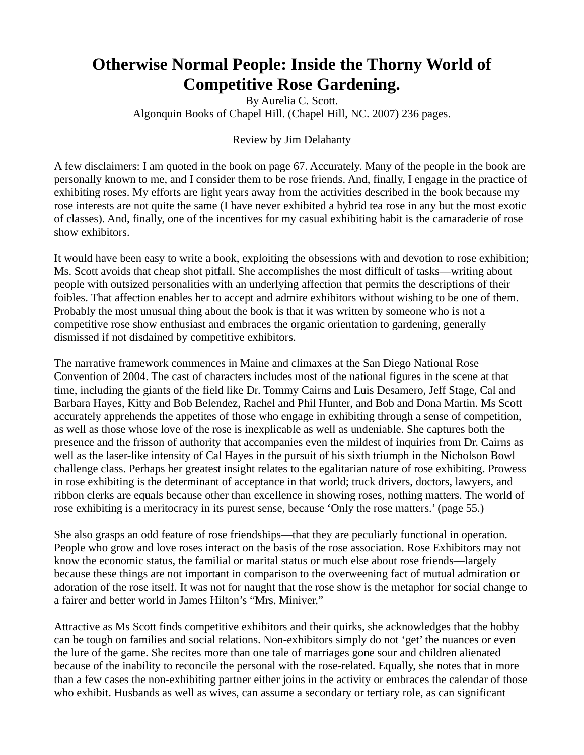# Otherwise Normal People: Inside the Thorny World of Competitive Rose Gardening.

By Aurelia C. Scott.
Algonquin Books of Chapel Hill. (Chapel Hill, NC. 2007) 236 pages.

Review by Jim Delahanty

A few disclaimers: I am quoted in the book on page 67. Accurately. Many of the people in the book are personally known to me, and I consider them to be rose friends. And, finally, I engage in the practice of exhibiting roses. My efforts are light years away from the activities described in the book because my rose interests are not quite the same (I have never exhibited a hybrid tea rose in any but the most exotic of classes). And, finally, one of the incentives for my casual exhibiting habit is the camaraderie of rose show exhibitors.

It would have been easy to write a book, exploiting the obsessions with and devotion to rose exhibition; Ms. Scott avoids that cheap shot pitfall. She accomplishes the most difficult of tasks—writing about people with outsized personalities with an underlying affection that permits the descriptions of their foibles. That affection enables her to accept and admire exhibitors without wishing to be one of them. Probably the most unusual thing about the book is that it was written by someone who is not a competitive rose show enthusiast and embraces the organic orientation to gardening, generally dismissed if not disdained by competitive exhibitors.

The narrative framework commences in Maine and climaxes at the San Diego National Rose Convention of 2004. The cast of characters includes most of the national figures in the scene at that time, including the giants of the field like Dr. Tommy Cairns and Luis Desamero, Jeff Stage, Cal and Barbara Hayes, Kitty and Bob Belendez, Rachel and Phil Hunter, and Bob and Dona Martin. Ms Scott accurately apprehends the appetites of those who engage in exhibiting through a sense of competition, as well as those whose love of the rose is inexplicable as well as undeniable. She captures both the presence and the frisson of authority that accompanies even the mildest of inquiries from Dr. Cairns as well as the laser-like intensity of Cal Hayes in the pursuit of his sixth triumph in the Nicholson Bowl challenge class. Perhaps her greatest insight relates to the egalitarian nature of rose exhibiting. Prowess in rose exhibiting is the determinant of acceptance in that world; truck drivers, doctors, lawyers, and ribbon clerks are equals because other than excellence in showing roses, nothing matters. The world of rose exhibiting is a meritocracy in its purest sense, because 'Only the rose matters.' (page 55.)

She also grasps an odd feature of rose friendships—that they are peculiarly functional in operation. People who grow and love roses interact on the basis of the rose association. Rose Exhibitors may not know the economic status, the familial or marital status or much else about rose friends—largely because these things are not important in comparison to the overweening fact of mutual admiration or adoration of the rose itself. It was not for naught that the rose show is the metaphor for social change to a fairer and better world in James Hilton's "Mrs. Miniver."

Attractive as Ms Scott finds competitive exhibitors and their quirks, she acknowledges that the hobby can be tough on families and social relations. Non-exhibitors simply do not 'get' the nuances or even the lure of the game. She recites more than one tale of marriages gone sour and children alienated because of the inability to reconcile the personal with the rose-related. Equally, she notes that in more than a few cases the non-exhibiting partner either joins in the activity or embraces the calendar of those who exhibit. Husbands as well as wives, can assume a secondary or tertiary role, as can significant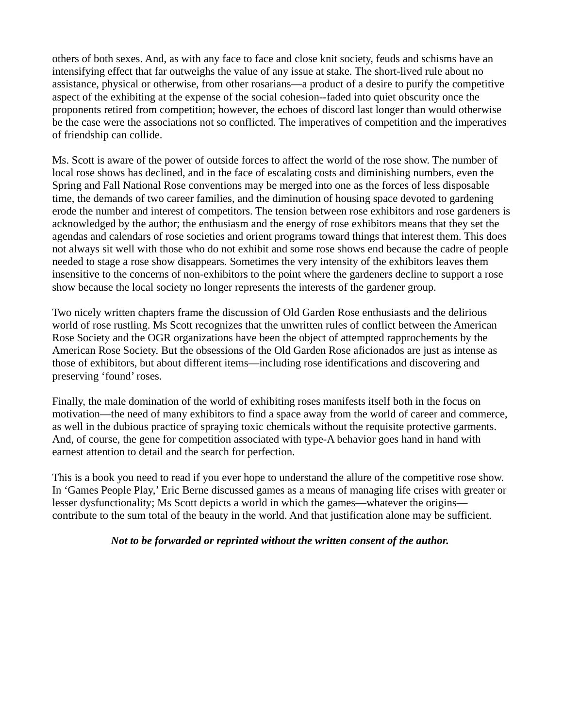others of both sexes. And, as with any face to face and close knit society, feuds and schisms have an intensifying effect that far outweighs the value of any issue at stake. The short-lived rule about no assistance, physical or otherwise, from other rosarians—a product of a desire to purify the competitive aspect of the exhibiting at the expense of the social cohesion--faded into quiet obscurity once the proponents retired from competition; however, the echoes of discord last longer than would otherwise be the case were the associations not so conflicted. The imperatives of competition and the imperatives of friendship can collide.

Ms. Scott is aware of the power of outside forces to affect the world of the rose show. The number of local rose shows has declined, and in the face of escalating costs and diminishing numbers, even the Spring and Fall National Rose conventions may be merged into one as the forces of less disposable time, the demands of two career families, and the diminution of housing space devoted to gardening erode the number and interest of competitors. The tension between rose exhibitors and rose gardeners is acknowledged by the author; the enthusiasm and the energy of rose exhibitors means that they set the agendas and calendars of rose societies and orient programs toward things that interest them. This does not always sit well with those who do not exhibit and some rose shows end because the cadre of people needed to stage a rose show disappears. Sometimes the very intensity of the exhibitors leaves them insensitive to the concerns of non-exhibitors to the point where the gardeners decline to support a rose show because the local society no longer represents the interests of the gardener group.

Two nicely written chapters frame the discussion of Old Garden Rose enthusiasts and the delirious world of rose rustling. Ms Scott recognizes that the unwritten rules of conflict between the American Rose Society and the OGR organizations have been the object of attempted rapprochements by the American Rose Society. But the obsessions of the Old Garden Rose aficionados are just as intense as those of exhibitors, but about different items—including rose identifications and discovering and preserving 'found' roses.

Finally, the male domination of the world of exhibiting roses manifests itself both in the focus on motivation—the need of many exhibitors to find a space away from the world of career and commerce, as well in the dubious practice of spraying toxic chemicals without the requisite protective garments. And, of course, the gene for competition associated with type-A behavior goes hand in hand with earnest attention to detail and the search for perfection.

This is a book you need to read if you ever hope to understand the allure of the competitive rose show. In 'Games People Play,' Eric Berne discussed games as a means of managing life crises with greater or lesser dysfunctionality; Ms Scott depicts a world in which the games—whatever the origins—contribute to the sum total of the beauty in the world. And that justification alone may be sufficient.

***Not to be forwarded or reprinted without the written consent of the author.***